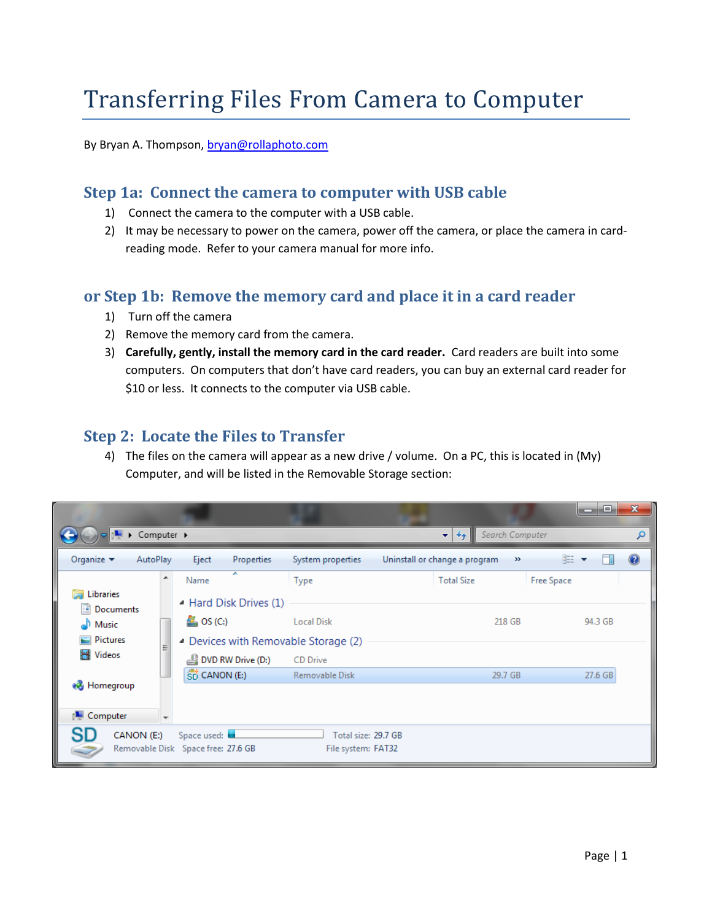# Transferring Files From Camera to Computer

By Bryan A. Thompson, bryan@rollaphoto.com

## Step 1a: Connect the camera to computer with USB cable

1) Connect the camera to the computer with a USB cable.
2) It may be necessary to power on the camera, power off the camera, or place the camera in card-reading mode. Refer to your camera manual for more info.

## or Step 1b: Remove the memory card and place it in a card reader

1) Turn off the camera
2) Remove the memory card from the camera.
3) **Carefully, gently, install the memory card in the card reader.** Card readers are built into some computers. On computers that don't have card readers, you can buy an external card reader for $10 or less. It connects to the computer via USB cable.

## Step 2: Locate the Files to Transfer

4) The files on the camera will appear as a new drive / volume. On a PC, this is located in (My) Computer, and will be listed in the Removable Storage section: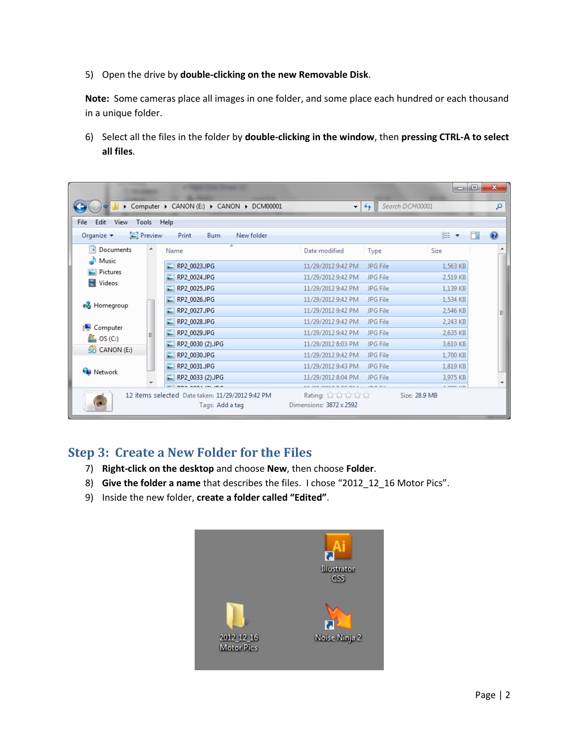5) Open the drive by **double-clicking on the new Removable Disk**.

**Note:** Some cameras place all images in one folder, and some place each hundred or each thousand in a unique folder.

6) Select all the files in the folder by **double-clicking in the window**, then **pressing CTRL-A to select all files**.

## Step 3: Create a New Folder for the Files

7) **Right-click on the desktop** and choose **New**, then choose **Folder**.
8) **Give the folder a name** that describes the files. I chose "2012_12_16 Motor Pics".
9) Inside the new folder, **create a folder called "Edited"**.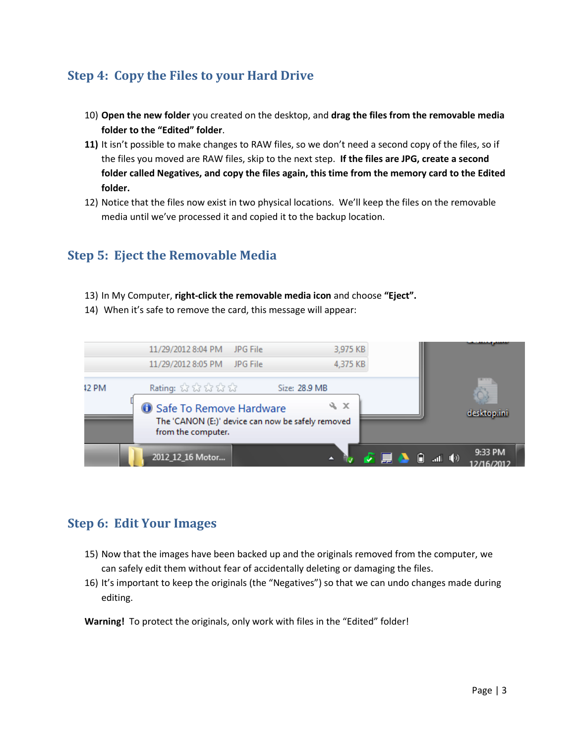## Step 4: Copy the Files to your Hard Drive

10) **Open the new folder** you created on the desktop, and **drag the files from the removable media folder to the "Edited" folder**.
11) It isn't possible to make changes to RAW files, so we don't need a second copy of the files, so if the files you moved are RAW files, skip to the next step. **If the files are JPG, create a second folder called Negatives, and copy the files again, this time from the memory card to the Edited folder.**
12) Notice that the files now exist in two physical locations. We'll keep the files on the removable media until we've processed it and copied it to the backup location.

## Step 5: Eject the Removable Media

13) In My Computer, **right-click the removable media icon** and choose **"Eject".**
14) When it's safe to remove the card, this message will appear:

## Step 6: Edit Your Images

15) Now that the images have been backed up and the originals removed from the computer, we can safely edit them without fear of accidentally deleting or damaging the files.
16) It's important to keep the originals (the "Negatives") so that we can undo changes made during editing.

**Warning!** To protect the originals, only work with files in the "Edited" folder!